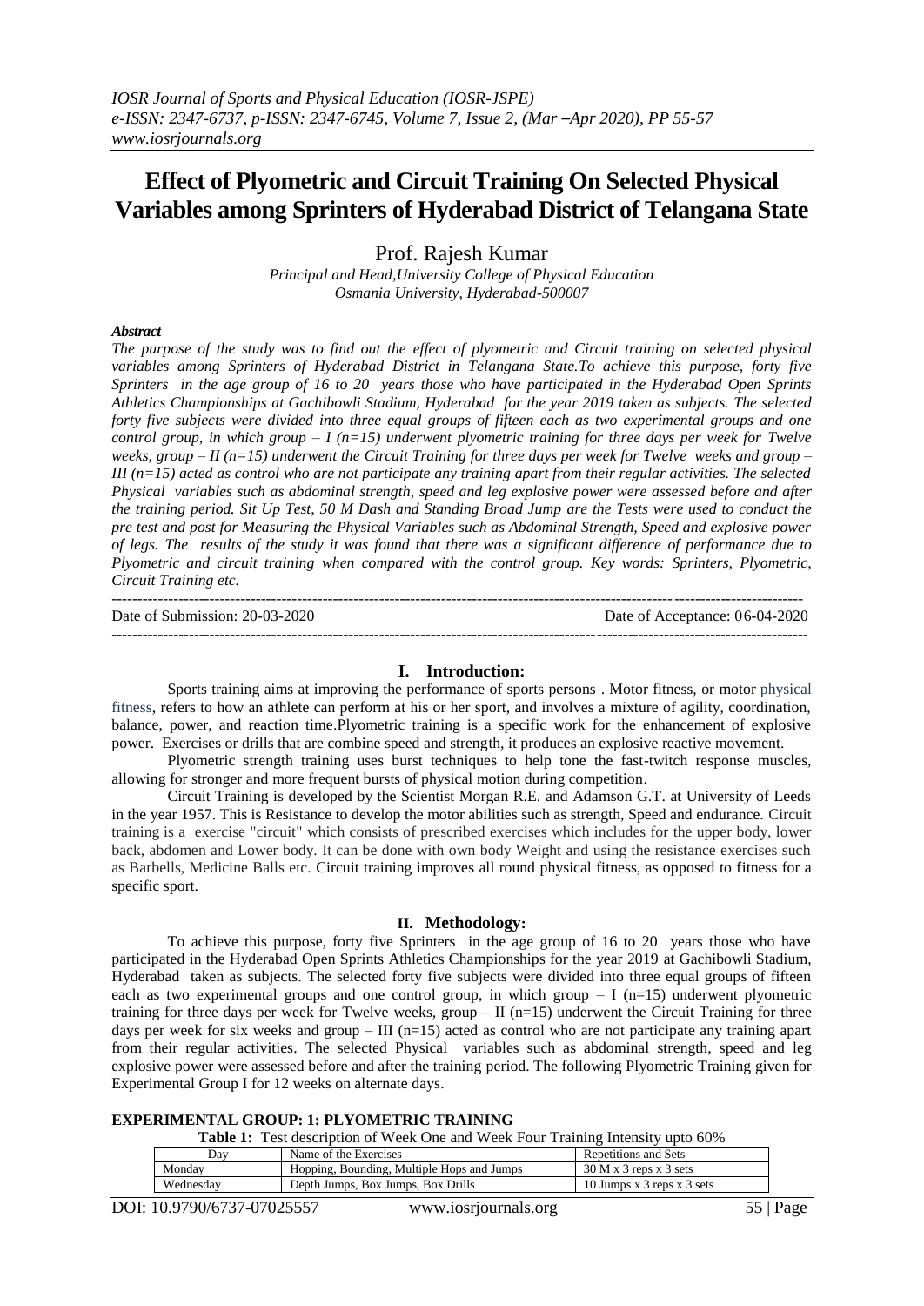# Effect of Plyometric and Circuit Training On Selected Physical Variables among Sprinters of Hyderabad District of Telangana State

Prof. Rajesh Kumar

*Principal and Head,University College of Physical Education*
*Osmania University, Hyderabad-500007*

***Abstract***

*The purpose of the study was to find out the effect of plyometric and Circuit training on selected physical variables among Sprinters of Hyderabad District in Telangana State.To achieve this purpose, forty five Sprinters in the age group of 16 to 20 years those who have participated in the Hyderabad Open Sprints Athletics Championships at Gachibowli Stadium, Hyderabad for the year 2019 taken as subjects. The selected forty five subjects were divided into three equal groups of fifteen each as two experimental groups and one control group, in which group – I (n=15) underwent plyometric training for three days per week for Twelve weeks, group – II (n=15) underwent the Circuit Training for three days per week for Twelve weeks and group – III (n=15) acted as control who are not participate any training apart from their regular activities. The selected Physical variables such as abdominal strength, speed and leg explosive power were assessed before and after the training period. Sit Up Test, 50 M Dash and Standing Broad Jump are the Tests were used to conduct the pre test and post for Measuring the Physical Variables such as Abdominal Strength, Speed and explosive power of legs. The results of the study it was found that there was a significant difference of performance due to Plyometric and circuit training when compared with the control group. Key words: Sprinters, Plyometric, Circuit Training etc.*

Date of Submission: 20-03-2020 Date of Acceptance: 06-04-2020

## I. Introduction:

Sports training aims at improving the performance of sports persons . Motor fitness, or motor physical fitness, refers to how an athlete can perform at his or her sport, and involves a mixture of agility, coordination, balance, power, and reaction time.Plyometric training is a specific work for the enhancement of explosive power. Exercises or drills that are combine speed and strength, it produces an explosive reactive movement.

Plyometric strength training uses burst techniques to help tone the fast-twitch response muscles, allowing for stronger and more frequent bursts of physical motion during competition.

Circuit Training is developed by the Scientist Morgan R.E. and Adamson G.T. at University of Leeds in the year 1957. This is Resistance to develop the motor abilities such as strength, Speed and endurance. Circuit training is a exercise "circuit" which consists of prescribed exercises which includes for the upper body, lower back, abdomen and Lower body. It can be done with own body Weight and using the resistance exercises such as Barbells, Medicine Balls etc. Circuit training improves all round physical fitness, as opposed to fitness for a specific sport.

## II. Methodology:

To achieve this purpose, forty five Sprinters in the age group of 16 to 20 years those who have participated in the Hyderabad Open Sprints Athletics Championships for the year 2019 at Gachibowli Stadium, Hyderabad taken as subjects. The selected forty five subjects were divided into three equal groups of fifteen each as two experimental groups and one control group, in which group – I (n=15) underwent plyometric training for three days per week for Twelve weeks, group – II (n=15) underwent the Circuit Training for three days per week for six weeks and group – III (n=15) acted as control who are not participate any training apart from their regular activities. The selected Physical variables such as abdominal strength, speed and leg explosive power were assessed before and after the training period. The following Plyometric Training given for Experimental Group I for 12 weeks on alternate days.

**EXPERIMENTAL GROUP: 1: PLYOMETRIC TRAINING**

**Table 1:** Test description of Week One and Week Four Training Intensity upto 60%

| Day | Name of the Exercises | Repetitions and Sets |
|---|---|---|
| Monday | Hopping, Bounding, Multiple Hops and Jumps | 30 M x 3 reps x 3 sets |
| Wednesday | Depth Jumps, Box Jumps, Box Drills | 10 Jumps x 3 reps x 3 sets |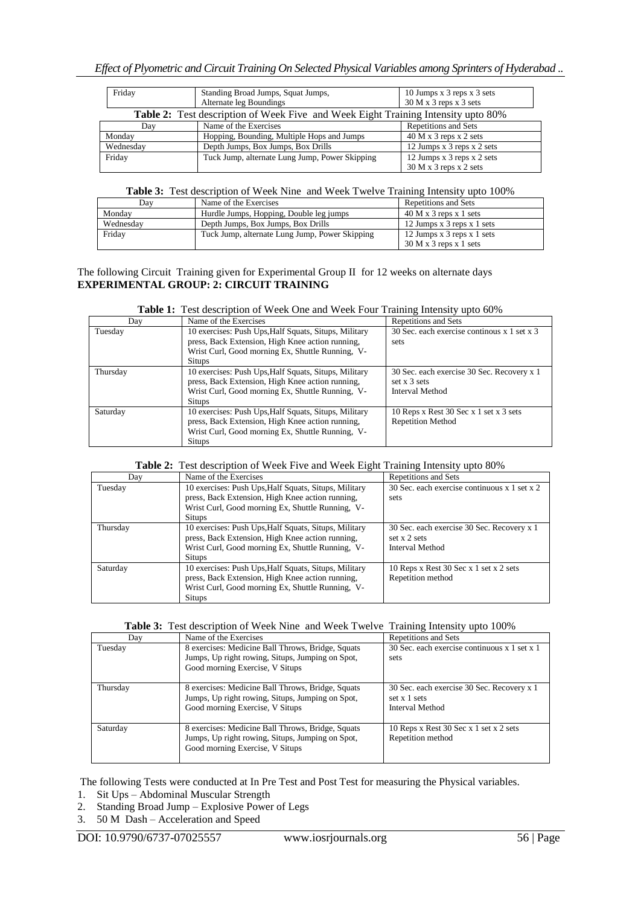| Friday | Standing Broad Jumps, Squat Jumps, Alternate leg Boundings | 10 Jumps x 3 reps x 3 sets 30 M x 3 reps x 3 sets |
|---|---|---|

**Table 2:** Test description of Week Five and Week Eight Training Intensity upto 80%

| Day | Name of the Exercises | Repetitions and Sets |
|---|---|---|
| Monday | Hopping, Bounding, Multiple Hops and Jumps | 40 M x 3 reps x 2 sets |
| Wednesday | Depth Jumps, Box Jumps, Box Drills | 12 Jumps x 3 reps x 2 sets |
| Friday | Tuck Jump, alternate Lung Jump, Power Skipping | 12 Jumps x 3 reps x 2 sets 30 M x 3 reps x 2 sets |

**Table 3:** Test description of Week Nine and Week Twelve Training Intensity upto 100%

| Day | Name of the Exercises | Repetitions and Sets |
|---|---|---|
| Monday | Hurdle Jumps, Hopping, Double leg jumps | 40 M x 3 reps x 1 sets |
| Wednesday | Depth Jumps, Box Jumps, Box Drills | 12 Jumps x 3 reps x 1 sets |
| Friday | Tuck Jump, alternate Lung Jump, Power Skipping | 12 Jumps x 3 reps x 1 sets 30 M x 3 reps x 1 sets |

The following Circuit Training given for Experimental Group II for 12 weeks on alternate days

**EXPERIMENTAL GROUP: 2: CIRCUIT TRAINING**

**Table 1:** Test description of Week One and Week Four Training Intensity upto 60%

| Day | Name of the Exercises | Repetitions and Sets |
|---|---|---|
| Tuesday | 10 exercises: Push Ups,Half Squats, Situps, Military press, Back Extension, High Knee action running, Wrist Curl, Good morning Ex, Shuttle Running, V-Situps | 30 Sec. each exercise continous x 1 set x 3 sets |
| Thursday | 10 exercises: Push Ups,Half Squats, Situps, Military press, Back Extension, High Knee action running, Wrist Curl, Good morning Ex, Shuttle Running, V-Situps | 30 Sec. each exercise 30 Sec. Recovery x 1 set x 3 sets Interval Method |
| Saturday | 10 exercises: Push Ups,Half Squats, Situps, Military press, Back Extension, High Knee action running, Wrist Curl, Good morning Ex, Shuttle Running, V-Situps | 10 Reps x Rest 30 Sec x 1 set x 3 sets Repetition Method |

**Table 2:** Test description of Week Five and Week Eight Training Intensity upto 80%

| Day | Name of the Exercises | Repetitions and Sets |
|---|---|---|
| Tuesday | 10 exercises: Push Ups,Half Squats, Situps, Military press, Back Extension, High Knee action running, Wrist Curl, Good morning Ex, Shuttle Running, V-Situps | 30 Sec. each exercise continuous x 1 set x 2 sets |
| Thursday | 10 exercises: Push Ups,Half Squats, Situps, Military press, Back Extension, High Knee action running, Wrist Curl, Good morning Ex, Shuttle Running, V-Situps | 30 Sec. each exercise 30 Sec. Recovery x 1 set x 2 sets Interval Method |
| Saturday | 10 exercises: Push Ups,Half Squats, Situps, Military press, Back Extension, High Knee action running, Wrist Curl, Good morning Ex, Shuttle Running, V-Situps | 10 Reps x Rest 30 Sec x 1 set x 2 sets Repetition method |

**Table 3:** Test description of Week Nine and Week Twelve Training Intensity upto 100%

| Day | Name of the Exercises | Repetitions and Sets |
|---|---|---|
| Tuesday | 8 exercises: Medicine Ball Throws, Bridge, Squats Jumps, Up right rowing, Situps, Jumping on Spot, Good morning Exercise, V Situps | 30 Sec. each exercise continuous x 1 set x 1 sets |
| Thursday | 8 exercises: Medicine Ball Throws, Bridge, Squats Jumps, Up right rowing, Situps, Jumping on Spot, Good morning Exercise, V Situps | 30 Sec. each exercise 30 Sec. Recovery x 1 set x 1 sets Interval Method |
| Saturday | 8 exercises: Medicine Ball Throws, Bridge, Squats Jumps, Up right rowing, Situps, Jumping on Spot, Good morning Exercise, V Situps | 10 Reps x Rest 30 Sec x 1 set x 2 sets Repetition method |

The following Tests were conducted at In Pre Test and Post Test for measuring the Physical variables.

1. Sit Ups – Abdominal Muscular Strength
2. Standing Broad Jump – Explosive Power of Legs
3. 50 M Dash – Acceleration and Speed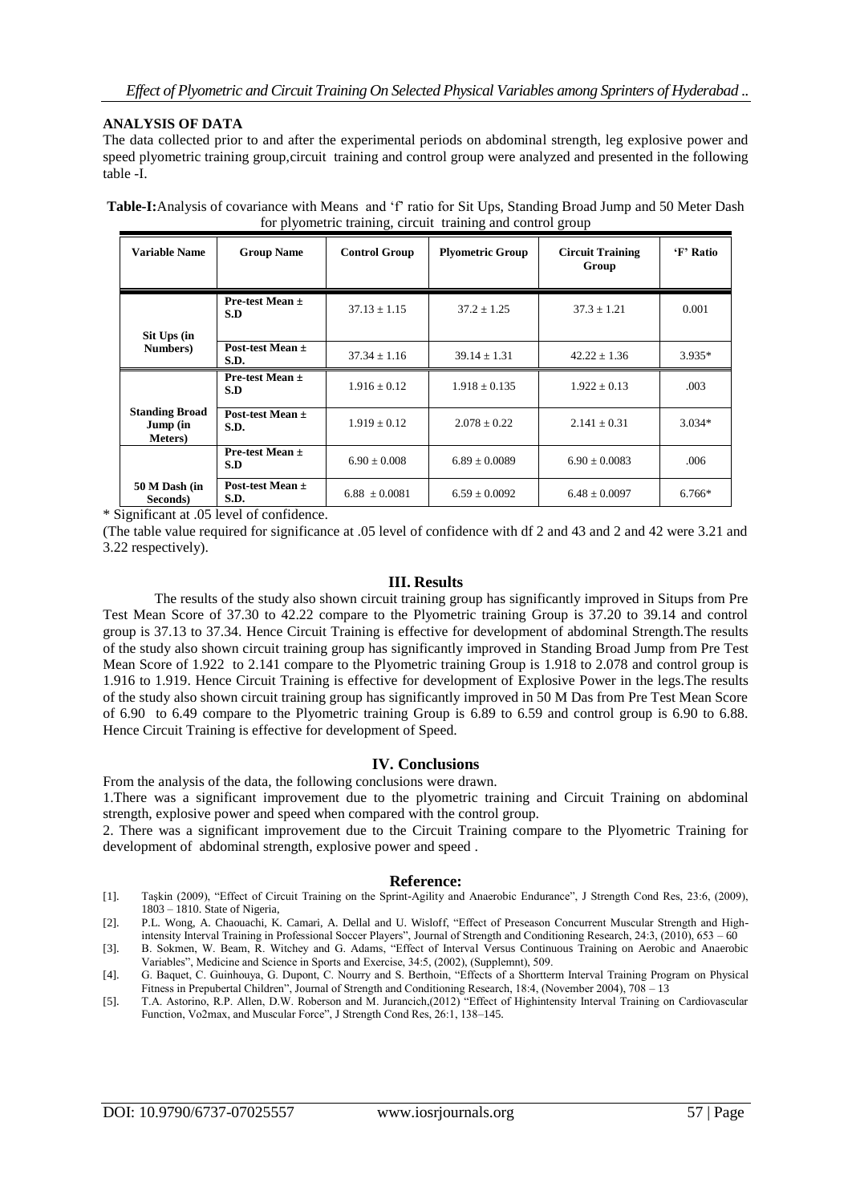## ANALYSIS OF DATA

The data collected prior to and after the experimental periods on abdominal strength, leg explosive power and speed plyometric training group,circuit training and control group were analyzed and presented in the following table -I.

**Table-I:**Analysis of covariance with Means and 'f' ratio for Sit Ups, Standing Broad Jump and 50 Meter Dash for plyometric training, circuit training and control group

| Variable Name | Group Name | Control Group | Plyometric Group | Circuit Training Group | 'F' Ratio |
|---|---|---|---|---|---|
| Sit Ups (in Numbers) | Pre-test Mean ± S.D | 37.13 ± 1.15 | 37.2 ± 1.25 | 37.3 ± 1.21 | 0.001 |
| | Post-test Mean ± S.D. | 37.34 ± 1.16 | 39.14 ± 1.31 | 42.22 ± 1.36 | 3.935* |
| Standing Broad Jump (in Meters) | Pre-test Mean ± S.D | 1.916 ± 0.12 | 1.918 ± 0.135 | 1.922 ± 0.13 | .003 |
| | Post-test Mean ± S.D. | 1.919 ± 0.12 | 2.078 ± 0.22 | 2.141 ± 0.31 | 3.034* |
| 50 M Dash (in Seconds) | Pre-test Mean ± S.D | 6.90 ± 0.008 | 6.89 ± 0.0089 | 6.90 ± 0.0083 | .006 |
| | Post-test Mean ± S.D. | 6.88 ± 0.0081 | 6.59 ± 0.0092 | 6.48 ± 0.0097 | 6.766* |

\* Significant at .05 level of confidence.

(The table value required for significance at .05 level of confidence with df 2 and 43 and 2 and 42 were 3.21 and 3.22 respectively).

## III. Results

The results of the study also shown circuit training group has significantly improved in Situps from Pre Test Mean Score of 37.30 to 42.22 compare to the Plyometric training Group is 37.20 to 39.14 and control group is 37.13 to 37.34. Hence Circuit Training is effective for development of abdominal Strength.The results of the study also shown circuit training group has significantly improved in Standing Broad Jump from Pre Test Mean Score of 1.922 to 2.141 compare to the Plyometric training Group is 1.918 to 2.078 and control group is 1.916 to 1.919. Hence Circuit Training is effective for development of Explosive Power in the legs.The results of the study also shown circuit training group has significantly improved in 50 M Das from Pre Test Mean Score of 6.90 to 6.49 compare to the Plyometric training Group is 6.89 to 6.59 and control group is 6.90 to 6.88. Hence Circuit Training is effective for development of Speed.

## IV. Conclusions

From the analysis of the data, the following conclusions were drawn.

1.There was a significant improvement due to the plyometric training and Circuit Training on abdominal strength, explosive power and speed when compared with the control group.

2. There was a significant improvement due to the Circuit Training compare to the Plyometric Training for development of abdominal strength, explosive power and speed .

## Reference:

[1]. Taşkin (2009), "Effect of Circuit Training on the Sprint-Agility and Anaerobic Endurance", J Strength Cond Res, 23:6, (2009), 1803 – 1810. State of Nigeria,

[2]. P.L. Wong, A. Chaouachi, K. Camari, A. Dellal and U. Wisloff, "Effect of Preseason Concurrent Muscular Strength and High-intensity Interval Training in Professional Soccer Players", Journal of Strength and Conditioning Research, 24:3, (2010), 653 – 60

[3]. B. Sokmen, W. Beam, R. Witchey and G. Adams, "Effect of Interval Versus Continuous Training on Aerobic and Anaerobic Variables", Medicine and Science in Sports and Exercise, 34:5, (2002), (Supplemnt), 509.

[4]. G. Baquet, C. Guinhouya, G. Dupont, C. Nourry and S. Berthoin, "Effects of a Shortterm Interval Training Program on Physical Fitness in Prepubertal Children", Journal of Strength and Conditioning Research, 18:4, (November 2004), 708 – 13

[5]. T.A. Astorino, R.P. Allen, D.W. Roberson and M. Jurancich,(2012) "Effect of Highintensity Interval Training on Cardiovascular Function, Vo2max, and Muscular Force", J Strength Cond Res, 26:1, 138–145.